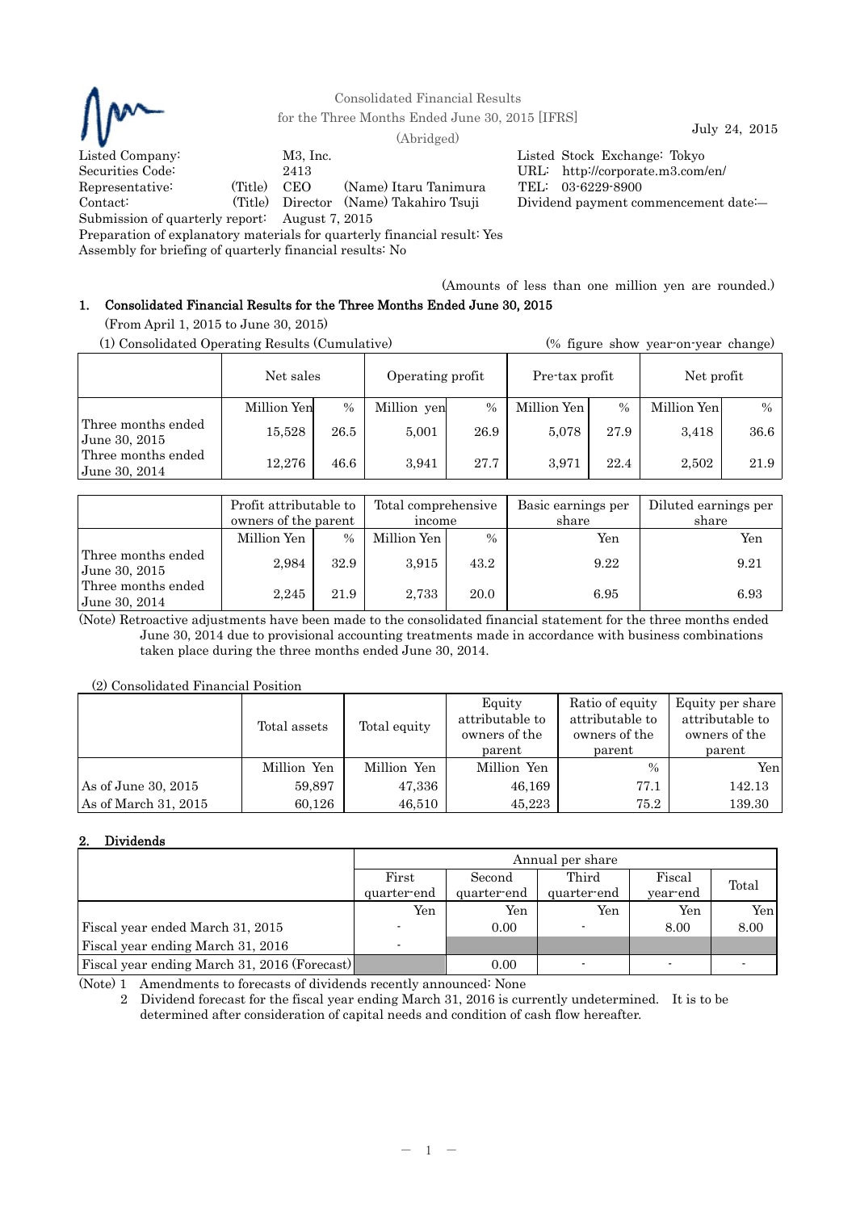Consolidated Financial Results
for the Three Months Ended June 30, 2015 [IFRS]
(Abridged)

July 24, 2015

Listed Company: M3, Inc.
Securities Code: 2413
Representative: (Title) CEO (Name) Itaru Tanimura
Contact: (Title) Director (Name) Takahiro Tsuji
Submission of quarterly report: August 7, 2015
Preparation of explanatory materials for quarterly financial result: Yes
Assembly for briefing of quarterly financial results: No

Listed Stock Exchange: Tokyo
URL: http://corporate.m3.com/en/
TEL: 03-6229-8900
Dividend payment commencement date:—

(Amounts of less than one million yen are rounded.)

## 1. Consolidated Financial Results for the Three Months Ended June 30, 2015

(From April 1, 2015 to June 30, 2015)

(1) Consolidated Operating Results (Cumulative) (% figure show year-on-year change)

| | Net sales | | Operating profit | | Pre-tax profit | | Net profit | |
|---|---|---|---|---|---|---|---|---|
| | Million Yen | % | Million yen | % | Million Yen | % | Million Yen | % |
| Three months ended June 30, 2015 | 15,528 | 26.5 | 5,001 | 26.9 | 5,078 | 27.9 | 3,418 | 36.6 |
| Three months ended June 30, 2014 | 12,276 | 46.6 | 3,941 | 27.7 | 3,971 | 22.4 | 2,502 | 21.9 |

| | Profit attributable to owners of the parent | | Total comprehensive income | | Basic earnings per share | Diluted earnings per share |
|---|---|---|---|---|---|---|
| | Million Yen | % | Million Yen | % | Yen | Yen |
| Three months ended June 30, 2015 | 2,984 | 32.9 | 3,915 | 43.2 | 9.22 | 9.21 |
| Three months ended June 30, 2014 | 2,245 | 21.9 | 2,733 | 20.0 | 6.95 | 6.93 |

(Note) Retroactive adjustments have been made to the consolidated financial statement for the three months ended June 30, 2014 due to provisional accounting treatments made in accordance with business combinations taken place during the three months ended June 30, 2014.

(2) Consolidated Financial Position

| | Total assets | Total equity | Equity attributable to owners of the parent | Ratio of equity attributable to owners of the parent | Equity per share attributable to owners of the parent |
|---|---|---|---|---|---|
| | Million Yen | Million Yen | Million Yen | % | Yen |
| As of June 30, 2015 | 59,897 | 47,336 | 46,169 | 77.1 | 142.13 |
| As of March 31, 2015 | 60,126 | 46,510 | 45,223 | 75.2 | 139.30 |

## 2. Dividends

| | Annual per share | | | | |
|---|---|---|---|---|---|
| | First quarter-end | Second quarter-end | Third quarter-end | Fiscal year-end | Total |
| | Yen | Yen | Yen | Yen | Yen |
| Fiscal year ended March 31, 2015 | - | 0.00 | - | 8.00 | 8.00 |
| Fiscal year ending March 31, 2016 | - | | | | |
| Fiscal year ending March 31, 2016 (Forecast) | | 0.00 | - | - | - |

(Note) 1 Amendments to forecasts of dividends recently announced: None

2 Dividend forecast for the fiscal year ending March 31, 2016 is currently undetermined. It is to be determined after consideration of capital needs and condition of cash flow hereafter.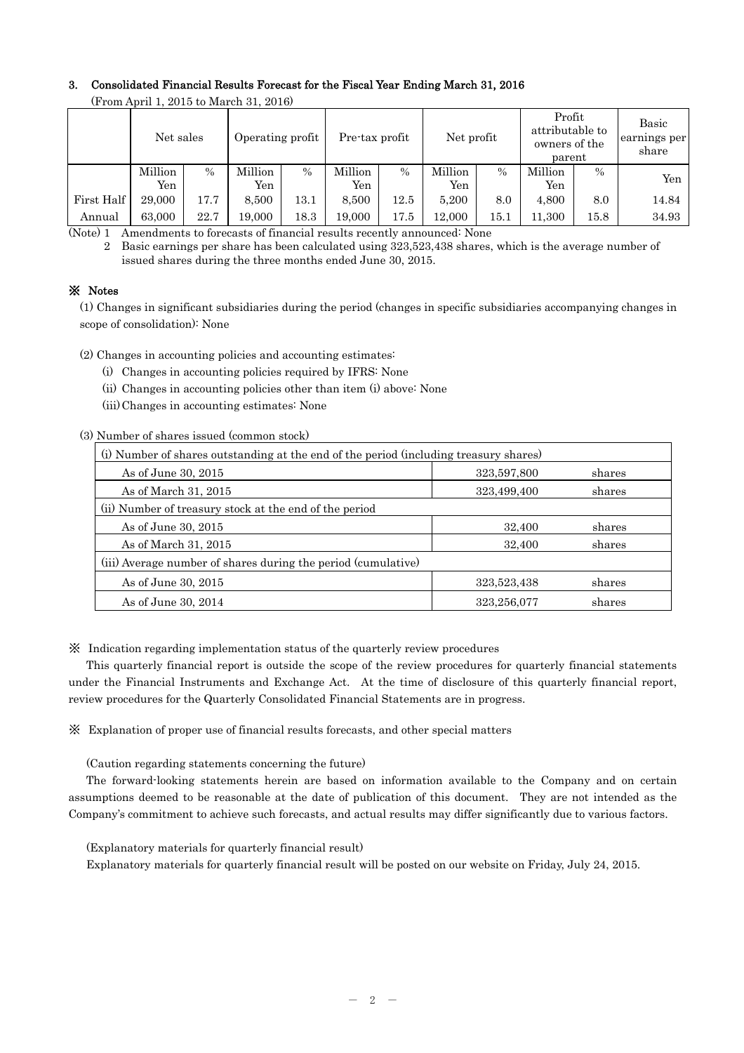### 3. Consolidated Financial Results Forecast for the Fiscal Year Ending March 31, 2016

(From April 1, 2015 to March 31, 2016)

| | Net sales | | Operating profit | | Pre-tax profit | | Net profit | | Profit attributable to owners of the parent | | Basic earnings per share |
|---|---|---|---|---|---|---|---|---|---|---|---|
| | Million Yen | % | Million Yen | % | Million Yen | % | Million Yen | % | Million Yen | % | Yen |
| First Half | 29,000 | 17.7 | 8,500 | 13.1 | 8,500 | 12.5 | 5,200 | 8.0 | 4,800 | 8.0 | 14.84 |
| Annual | 63,000 | 22.7 | 19,000 | 18.3 | 19,000 | 17.5 | 12,000 | 15.1 | 11,300 | 15.8 | 34.93 |

(Note) 1 Amendments to forecasts of financial results recently announced: None

2 Basic earnings per share has been calculated using 323,523,438 shares, which is the average number of issued shares during the three months ended June 30, 2015.

### ※ Notes

(1) Changes in significant subsidiaries during the period (changes in specific subsidiaries accompanying changes in scope of consolidation): None

(2) Changes in accounting policies and accounting estimates:

- (i) Changes in accounting policies required by IFRS: None
- (ii) Changes in accounting policies other than item (i) above: None
- (iii) Changes in accounting estimates: None

(3) Number of shares issued (common stock)

| (i) Number of shares outstanding at the end of the period (including treasury shares) | | |
|---|---|---|
| As of June 30, 2015 | 323,597,800 | shares |
| As of March 31, 2015 | 323,499,400 | shares |
| (ii) Number of treasury stock at the end of the period | | |
| As of June 30, 2015 | 32,400 | shares |
| As of March 31, 2015 | 32,400 | shares |
| (iii) Average number of shares during the period (cumulative) | | |
| As of June 30, 2015 | 323,523,438 | shares |
| As of June 30, 2014 | 323,256,077 | shares |

※ Indication regarding implementation status of the quarterly review procedures

This quarterly financial report is outside the scope of the review procedures for quarterly financial statements under the Financial Instruments and Exchange Act. At the time of disclosure of this quarterly financial report, review procedures for the Quarterly Consolidated Financial Statements are in progress.

※ Explanation of proper use of financial results forecasts, and other special matters

(Caution regarding statements concerning the future)

The forward-looking statements herein are based on information available to the Company and on certain assumptions deemed to be reasonable at the date of publication of this document. They are not intended as the Company's commitment to achieve such forecasts, and actual results may differ significantly due to various factors.

(Explanatory materials for quarterly financial result)

Explanatory materials for quarterly financial result will be posted on our website on Friday, July 24, 2015.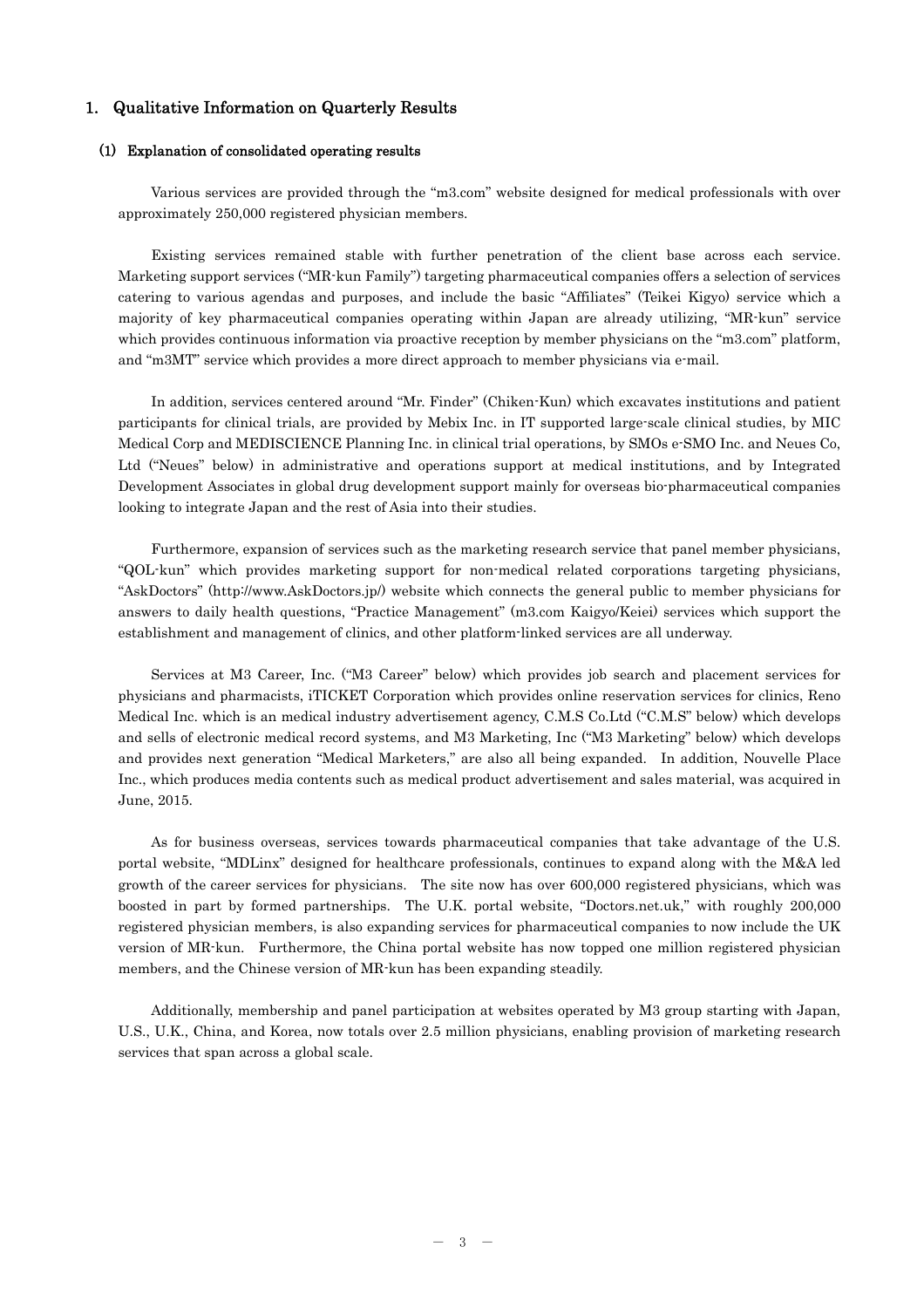## 1. Qualitative Information on Quarterly Results

### (1) Explanation of consolidated operating results

Various services are provided through the "m3.com" website designed for medical professionals with over approximately 250,000 registered physician members.

Existing services remained stable with further penetration of the client base across each service. Marketing support services ("MR-kun Family") targeting pharmaceutical companies offers a selection of services catering to various agendas and purposes, and include the basic "Affiliates" (Teikei Kigyo) service which a majority of key pharmaceutical companies operating within Japan are already utilizing, "MR-kun" service which provides continuous information via proactive reception by member physicians on the "m3.com" platform, and "m3MT" service which provides a more direct approach to member physicians via e-mail.

In addition, services centered around "Mr. Finder" (Chiken-Kun) which excavates institutions and patient participants for clinical trials, are provided by Mebix Inc. in IT supported large-scale clinical studies, by MIC Medical Corp and MEDISCIENCE Planning Inc. in clinical trial operations, by SMOs e-SMO Inc. and Neues Co, Ltd ("Neues" below) in administrative and operations support at medical institutions, and by Integrated Development Associates in global drug development support mainly for overseas bio-pharmaceutical companies looking to integrate Japan and the rest of Asia into their studies.

Furthermore, expansion of services such as the marketing research service that panel member physicians, "QOL-kun" which provides marketing support for non-medical related corporations targeting physicians, "AskDoctors" (http://www.AskDoctors.jp/) website which connects the general public to member physicians for answers to daily health questions, "Practice Management" (m3.com Kaigyo/Keiei) services which support the establishment and management of clinics, and other platform-linked services are all underway.

Services at M3 Career, Inc. ("M3 Career" below) which provides job search and placement services for physicians and pharmacists, iTICKET Corporation which provides online reservation services for clinics, Reno Medical Inc. which is an medical industry advertisement agency, C.M.S Co.Ltd ("C.M.S" below) which develops and sells of electronic medical record systems, and M3 Marketing, Inc ("M3 Marketing" below) which develops and provides next generation "Medical Marketers," are also all being expanded. In addition, Nouvelle Place Inc., which produces media contents such as medical product advertisement and sales material, was acquired in June, 2015.

As for business overseas, services towards pharmaceutical companies that take advantage of the U.S. portal website, "MDLinx" designed for healthcare professionals, continues to expand along with the M&A led growth of the career services for physicians. The site now has over 600,000 registered physicians, which was boosted in part by formed partnerships. The U.K. portal website, "Doctors.net.uk," with roughly 200,000 registered physician members, is also expanding services for pharmaceutical companies to now include the UK version of MR-kun. Furthermore, the China portal website has now topped one million registered physician members, and the Chinese version of MR-kun has been expanding steadily.

Additionally, membership and panel participation at websites operated by M3 group starting with Japan, U.S., U.K., China, and Korea, now totals over 2.5 million physicians, enabling provision of marketing research services that span across a global scale.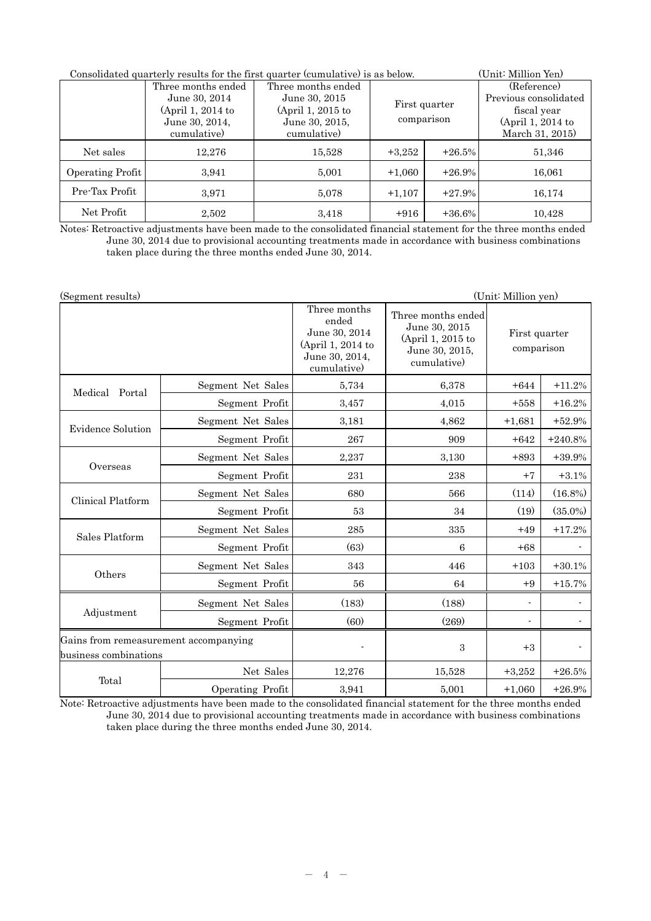Consolidated quarterly results for the first quarter (cumulative) is as below. (Unit: Million Yen)

| | Three months ended June 30, 2014 (April 1, 2014 to June 30, 2014, cumulative) | Three months ended June 30, 2015 (April 1, 2015 to June 30, 2015, cumulative) | First quarter comparison | | (Reference) Previous consolidated fiscal year (April 1, 2014 to March 31, 2015) |
|---|---|---|---|---|---|
| Net sales | 12,276 | 15,528 | +3,252 | +26.5% | 51,346 |
| Operating Profit | 3,941 | 5,001 | +1,060 | +26.9% | 16,061 |
| Pre-Tax Profit | 3,971 | 5,078 | +1,107 | +27.9% | 16,174 |
| Net Profit | 2,502 | 3,418 | +916 | +36.6% | 10,428 |

Notes: Retroactive adjustments have been made to the consolidated financial statement for the three months ended June 30, 2014 due to provisional accounting treatments made in accordance with business combinations taken place during the three months ended June 30, 2014.

(Segment results) (Unit: Million yen)

| | | Three months ended June 30, 2014 (April 1, 2014 to June 30, 2014, cumulative) | Three months ended June 30, 2015 (April 1, 2015 to June 30, 2015, cumulative) | First quarter comparison | |
|---|---|---|---|---|---|
| Medical Portal | Segment Net Sales | 5,734 | 6,378 | +644 | +11.2% |
| | Segment Profit | 3,457 | 4,015 | +558 | +16.2% |
| Evidence Solution | Segment Net Sales | 3,181 | 4,862 | +1,681 | +52.9% |
| | Segment Profit | 267 | 909 | +642 | +240.8% |
| Overseas | Segment Net Sales | 2,237 | 3,130 | +893 | +39.9% |
| | Segment Profit | 231 | 238 | +7 | +3.1% |
| Clinical Platform | Segment Net Sales | 680 | 566 | (114) | (16.8%) |
| | Segment Profit | 53 | 34 | (19) | (35.0%) |
| Sales Platform | Segment Net Sales | 285 | 335 | +49 | +17.2% |
| | Segment Profit | (63) | 6 | +68 | - |
| Others | Segment Net Sales | 343 | 446 | +103 | +30.1% |
| | Segment Profit | 56 | 64 | +9 | +15.7% |
| Adjustment | Segment Net Sales | (183) | (188) | - | - |
| | Segment Profit | (60) | (269) | - | - |
| Gains from remeasurement accompanying business combinations | | - | 3 | +3 | - |
| Total | Net Sales | 12,276 | 15,528 | +3,252 | +26.5% |
| | Operating Profit | 3,941 | 5,001 | +1,060 | +26.9% |

Note: Retroactive adjustments have been made to the consolidated financial statement for the three months ended June 30, 2014 due to provisional accounting treatments made in accordance with business combinations taken place during the three months ended June 30, 2014.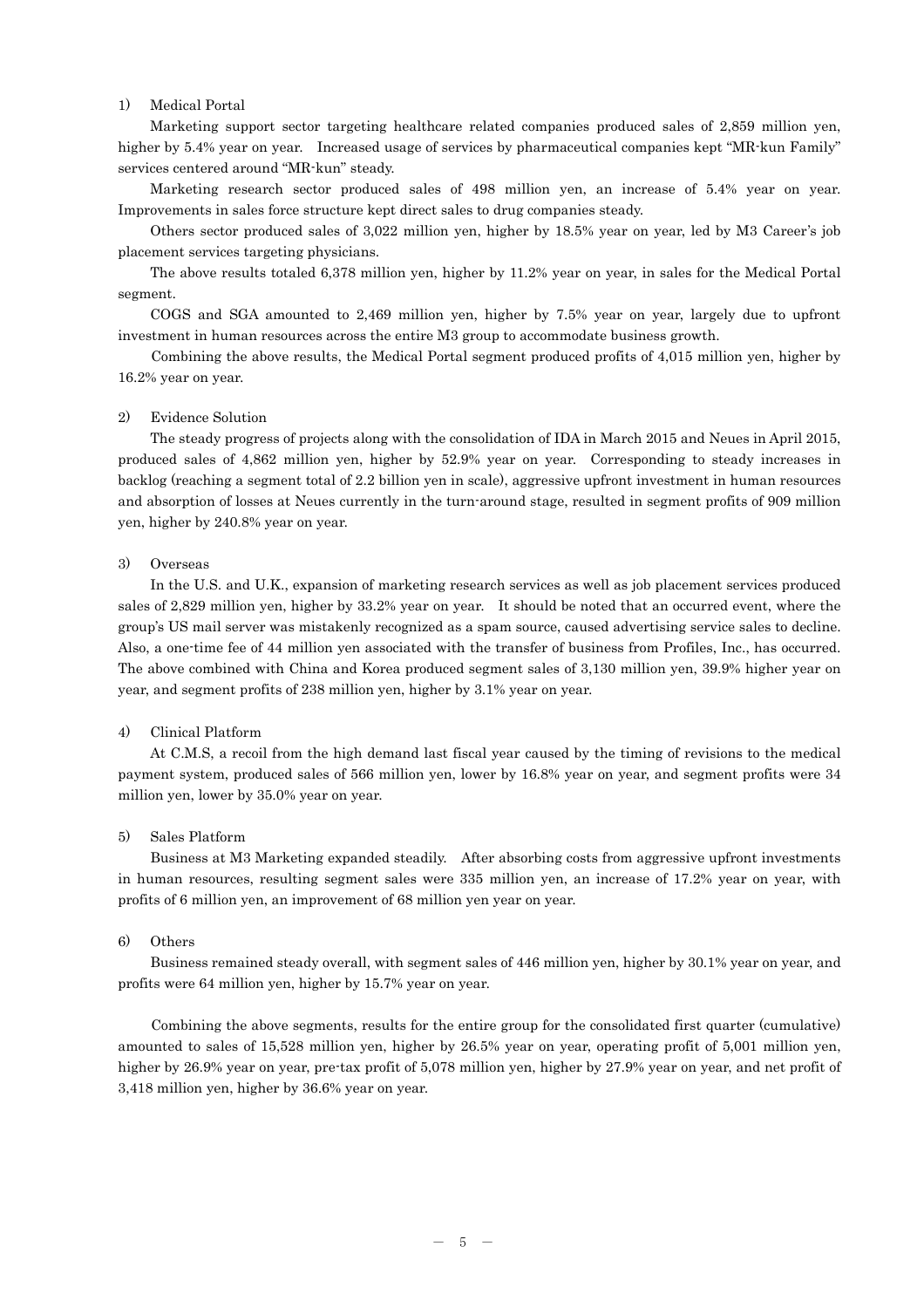### 1) Medical Portal

Marketing support sector targeting healthcare related companies produced sales of 2,859 million yen, higher by 5.4% year on year. Increased usage of services by pharmaceutical companies kept "MR-kun Family" services centered around "MR-kun" steady.

Marketing research sector produced sales of 498 million yen, an increase of 5.4% year on year. Improvements in sales force structure kept direct sales to drug companies steady.

Others sector produced sales of 3,022 million yen, higher by 18.5% year on year, led by M3 Career's job placement services targeting physicians.

The above results totaled 6,378 million yen, higher by 11.2% year on year, in sales for the Medical Portal segment.

COGS and SGA amounted to 2,469 million yen, higher by 7.5% year on year, largely due to upfront investment in human resources across the entire M3 group to accommodate business growth.

Combining the above results, the Medical Portal segment produced profits of 4,015 million yen, higher by 16.2% year on year.

### 2) Evidence Solution

The steady progress of projects along with the consolidation of IDA in March 2015 and Neues in April 2015, produced sales of 4,862 million yen, higher by 52.9% year on year. Corresponding to steady increases in backlog (reaching a segment total of 2.2 billion yen in scale), aggressive upfront investment in human resources and absorption of losses at Neues currently in the turn-around stage, resulted in segment profits of 909 million yen, higher by 240.8% year on year.

### 3) Overseas

In the U.S. and U.K., expansion of marketing research services as well as job placement services produced sales of 2,829 million yen, higher by 33.2% year on year. It should be noted that an occurred event, where the group's US mail server was mistakenly recognized as a spam source, caused advertising service sales to decline. Also, a one-time fee of 44 million yen associated with the transfer of business from Profiles, Inc., has occurred. The above combined with China and Korea produced segment sales of 3,130 million yen, 39.9% higher year on year, and segment profits of 238 million yen, higher by 3.1% year on year.

### 4) Clinical Platform

At C.M.S, a recoil from the high demand last fiscal year caused by the timing of revisions to the medical payment system, produced sales of 566 million yen, lower by 16.8% year on year, and segment profits were 34 million yen, lower by 35.0% year on year.

### 5) Sales Platform

Business at M3 Marketing expanded steadily. After absorbing costs from aggressive upfront investments in human resources, resulting segment sales were 335 million yen, an increase of 17.2% year on year, with profits of 6 million yen, an improvement of 68 million yen year on year.

### 6) Others

Business remained steady overall, with segment sales of 446 million yen, higher by 30.1% year on year, and profits were 64 million yen, higher by 15.7% year on year.

Combining the above segments, results for the entire group for the consolidated first quarter (cumulative) amounted to sales of 15,528 million yen, higher by 26.5% year on year, operating profit of 5,001 million yen, higher by 26.9% year on year, pre-tax profit of 5,078 million yen, higher by 27.9% year on year, and net profit of 3,418 million yen, higher by 36.6% year on year.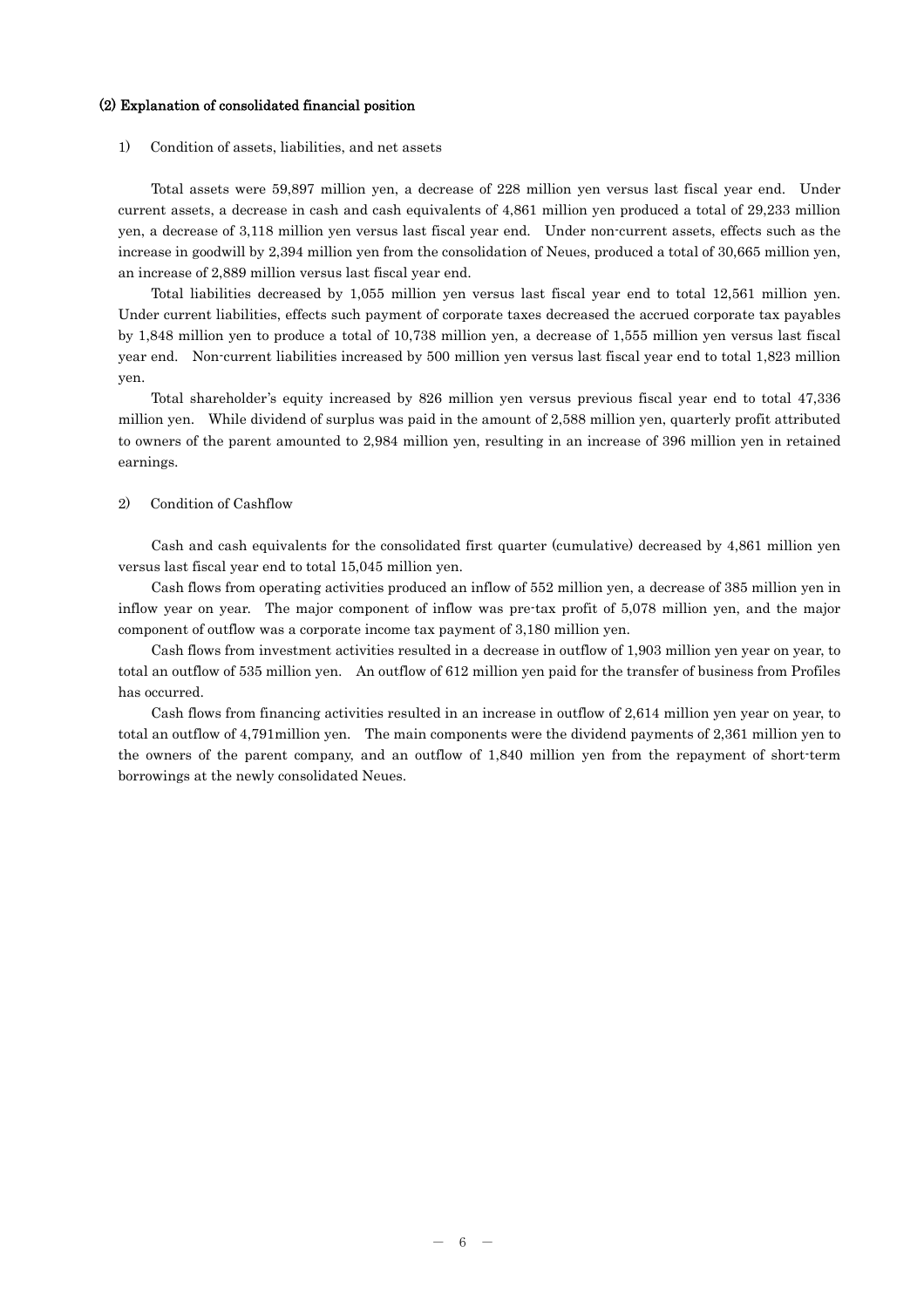### (2) Explanation of consolidated financial position

1) Condition of assets, liabilities, and net assets

Total assets were 59,897 million yen, a decrease of 228 million yen versus last fiscal year end. Under current assets, a decrease in cash and cash equivalents of 4,861 million yen produced a total of 29,233 million yen, a decrease of 3,118 million yen versus last fiscal year end. Under non-current assets, effects such as the increase in goodwill by 2,394 million yen from the consolidation of Neues, produced a total of 30,665 million yen, an increase of 2,889 million versus last fiscal year end.

Total liabilities decreased by 1,055 million yen versus last fiscal year end to total 12,561 million yen. Under current liabilities, effects such payment of corporate taxes decreased the accrued corporate tax payables by 1,848 million yen to produce a total of 10,738 million yen, a decrease of 1,555 million yen versus last fiscal year end. Non-current liabilities increased by 500 million yen versus last fiscal year end to total 1,823 million yen.

Total shareholder's equity increased by 826 million yen versus previous fiscal year end to total 47,336 million yen. While dividend of surplus was paid in the amount of 2,588 million yen, quarterly profit attributed to owners of the parent amounted to 2,984 million yen, resulting in an increase of 396 million yen in retained earnings.

2) Condition of Cashflow

Cash and cash equivalents for the consolidated first quarter (cumulative) decreased by 4,861 million yen versus last fiscal year end to total 15,045 million yen.

Cash flows from operating activities produced an inflow of 552 million yen, a decrease of 385 million yen in inflow year on year. The major component of inflow was pre-tax profit of 5,078 million yen, and the major component of outflow was a corporate income tax payment of 3,180 million yen.

Cash flows from investment activities resulted in a decrease in outflow of 1,903 million yen year on year, to total an outflow of 535 million yen. An outflow of 612 million yen paid for the transfer of business from Profiles has occurred.

Cash flows from financing activities resulted in an increase in outflow of 2,614 million yen year on year, to total an outflow of 4,791million yen. The main components were the dividend payments of 2,361 million yen to the owners of the parent company, and an outflow of 1,840 million yen from the repayment of short-term borrowings at the newly consolidated Neues.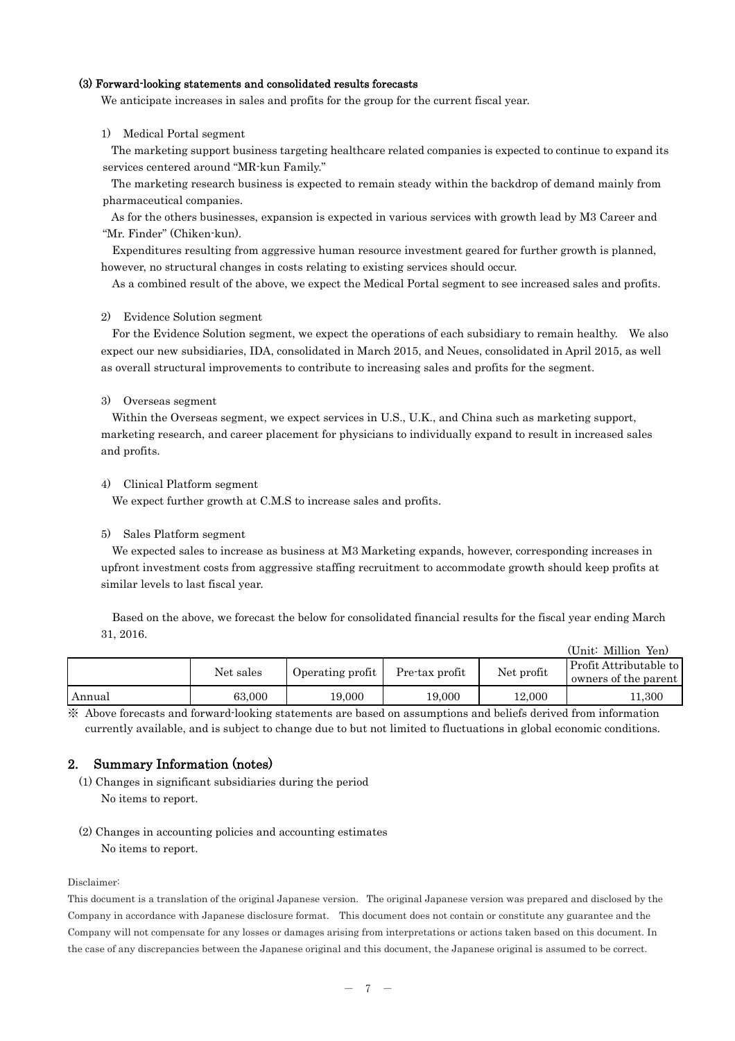### (3) Forward-looking statements and consolidated results forecasts

We anticipate increases in sales and profits for the group for the current fiscal year.

1) Medical Portal segment

The marketing support business targeting healthcare related companies is expected to continue to expand its services centered around "MR-kun Family."

The marketing research business is expected to remain steady within the backdrop of demand mainly from pharmaceutical companies.

As for the others businesses, expansion is expected in various services with growth lead by M3 Career and "Mr. Finder" (Chiken-kun).

Expenditures resulting from aggressive human resource investment geared for further growth is planned, however, no structural changes in costs relating to existing services should occur.

As a combined result of the above, we expect the Medical Portal segment to see increased sales and profits.

2) Evidence Solution segment

For the Evidence Solution segment, we expect the operations of each subsidiary to remain healthy. We also expect our new subsidiaries, IDA, consolidated in March 2015, and Neues, consolidated in April 2015, as well as overall structural improvements to contribute to increasing sales and profits for the segment.

3) Overseas segment

Within the Overseas segment, we expect services in U.S., U.K., and China such as marketing support, marketing research, and career placement for physicians to individually expand to result in increased sales and profits.

4) Clinical Platform segment

We expect further growth at C.M.S to increase sales and profits.

5) Sales Platform segment

We expected sales to increase as business at M3 Marketing expands, however, corresponding increases in upfront investment costs from aggressive staffing recruitment to accommodate growth should keep profits at similar levels to last fiscal year.

Based on the above, we forecast the below for consolidated financial results for the fiscal year ending March 31, 2016.

(Unit: Million Yen)

| | Net sales | Operating profit | Pre-tax profit | Net profit | Profit Attributable to owners of the parent |
|---|---|---|---|---|---|
| Annual | 63,000 | 19,000 | 19,000 | 12,000 | 11,300 |

※ Above forecasts and forward-looking statements are based on assumptions and beliefs derived from information currently available, and is subject to change due to but not limited to fluctuations in global economic conditions.

## 2. Summary Information (notes)

(1) Changes in significant subsidiaries during the period

No items to report.

(2) Changes in accounting policies and accounting estimates

No items to report.

Disclaimer:

This document is a translation of the original Japanese version. The original Japanese version was prepared and disclosed by the Company in accordance with Japanese disclosure format. This document does not contain or constitute any guarantee and the Company will not compensate for any losses or damages arising from interpretations or actions taken based on this document. In the case of any discrepancies between the Japanese original and this document, the Japanese original is assumed to be correct.